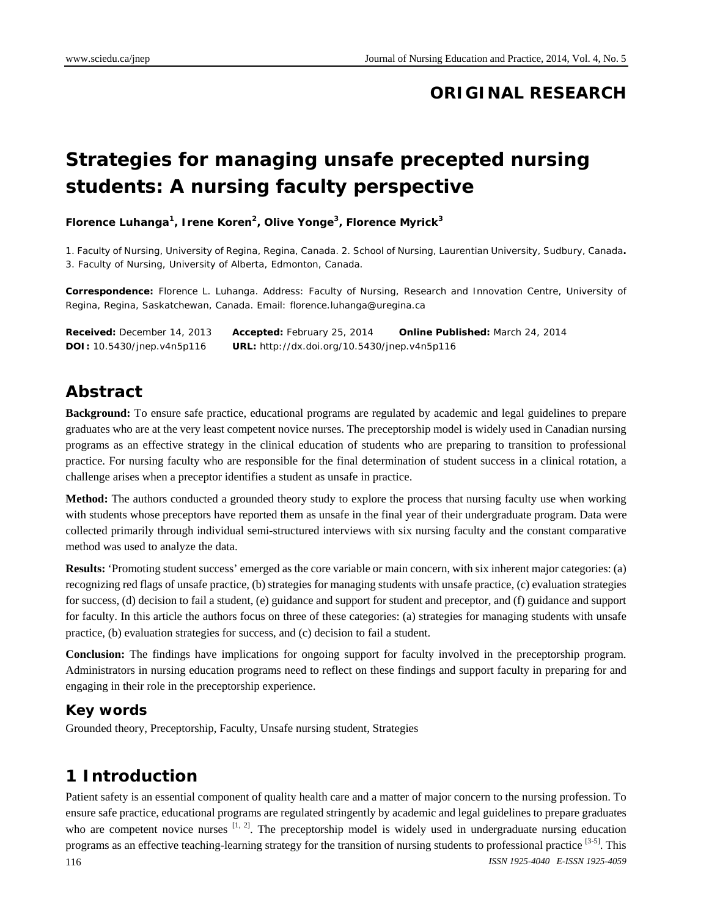ORIGINAL RESEARCH

# Strategies for managing unsafe precepted nursing students: A nursing faculty perspective

**Florence Luhanga[1], Irene Koren[2], Olive Yonge[3], Florence Myrick[3]**

1. Faculty of Nursing, University of Regina, Regina, Canada. 2. School of Nursing, Laurentian University, Sudbury, Canada. 3. Faculty of Nursing, University of Alberta, Edmonton, Canada.

**Correspondence:** Florence L. Luhanga. Address: Faculty of Nursing, Research and Innovation Centre, University of Regina, Regina, Saskatchewan, Canada. Email: florence.luhanga@uregina.ca

**Received:** December 14, 2013 **Accepted:** February 25, 2014 **Online Published:** March 24, 2014
**DOI:** 10.5430/jnep.v4n5p116 **URL:** http://dx.doi.org/10.5430/jnep.v4n5p116

## Abstract

**Background:** To ensure safe practice, educational programs are regulated by academic and legal guidelines to prepare graduates who are at the very least competent novice nurses. The preceptorship model is widely used in Canadian nursing programs as an effective strategy in the clinical education of students who are preparing to transition to professional practice. For nursing faculty who are responsible for the final determination of student success in a clinical rotation, a challenge arises when a preceptor identifies a student as unsafe in practice.

**Method:** The authors conducted a grounded theory study to explore the process that nursing faculty use when working with students whose preceptors have reported them as unsafe in the final year of their undergraduate program. Data were collected primarily through individual semi-structured interviews with six nursing faculty and the constant comparative method was used to analyze the data.

**Results:** 'Promoting student success' emerged as the core variable or main concern, with six inherent major categories: (a) recognizing red flags of unsafe practice, (b) strategies for managing students with unsafe practice, (c) evaluation strategies for success, (d) decision to fail a student, (e) guidance and support for student and preceptor, and (f) guidance and support for faculty. In this article the authors focus on three of these categories: (a) strategies for managing students with unsafe practice, (b) evaluation strategies for success, and (c) decision to fail a student.

**Conclusion:** The findings have implications for ongoing support for faculty involved in the preceptorship program. Administrators in nursing education programs need to reflect on these findings and support faculty in preparing for and engaging in their role in the preceptorship experience.

### Key words

Grounded theory, Preceptorship, Faculty, Unsafe nursing student, Strategies

## 1 Introduction

Patient safety is an essential component of quality health care and a matter of major concern to the nursing profession. To ensure safe practice, educational programs are regulated stringently by academic and legal guidelines to prepare graduates who are competent novice nurses [1, 2]. The preceptorship model is widely used in undergraduate nursing education programs as an effective teaching-learning strategy for the transition of nursing students to professional practice [3-5]. This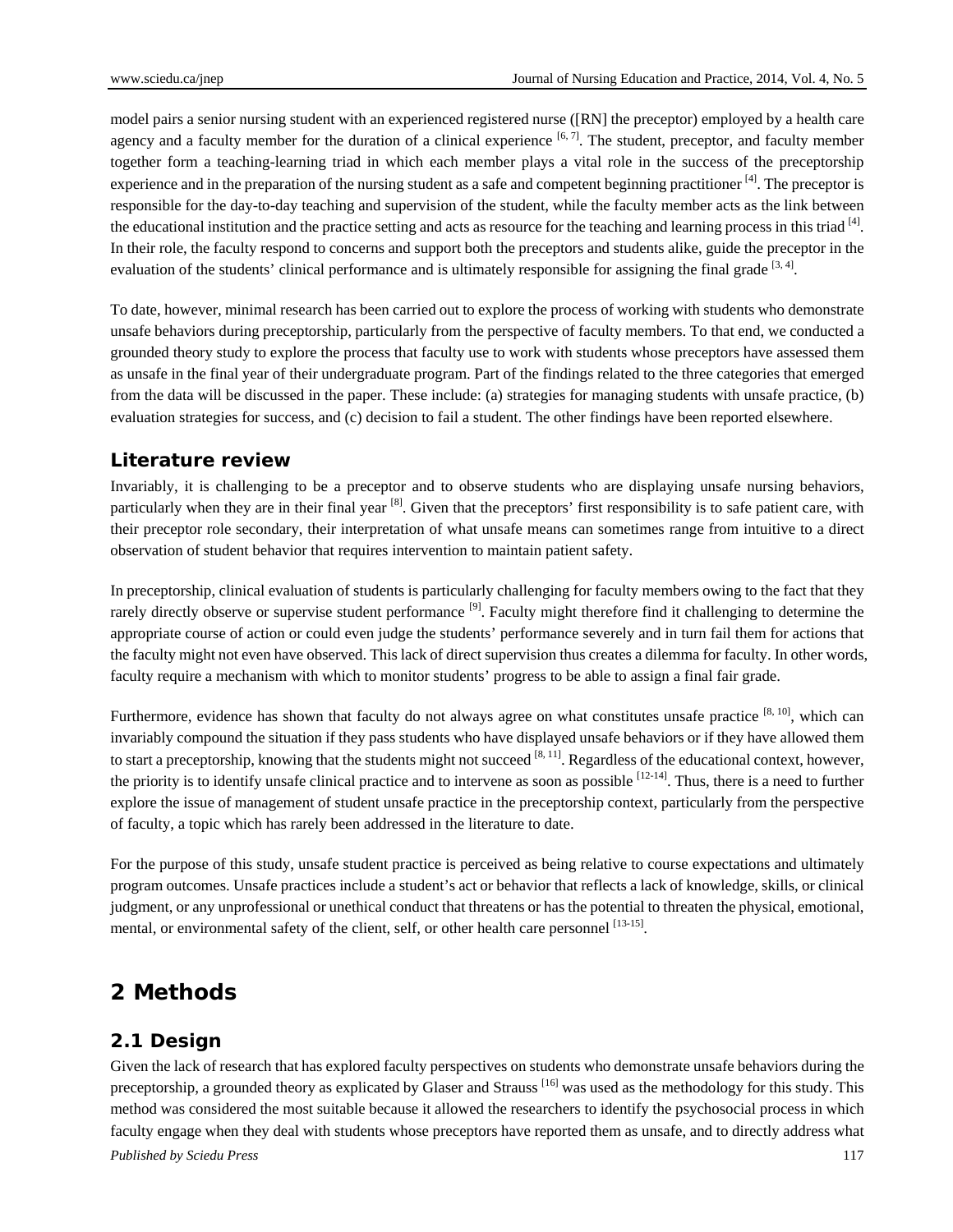model pairs a senior nursing student with an experienced registered nurse ([RN] the preceptor) employed by a health care agency and a faculty member for the duration of a clinical experience [6, 7]. The student, preceptor, and faculty member together form a teaching-learning triad in which each member plays a vital role in the success of the preceptorship experience and in the preparation of the nursing student as a safe and competent beginning practitioner [4]. The preceptor is responsible for the day-to-day teaching and supervision of the student, while the faculty member acts as the link between the educational institution and the practice setting and acts as resource for the teaching and learning process in this triad [4]. In their role, the faculty respond to concerns and support both the preceptors and students alike, guide the preceptor in the evaluation of the students' clinical performance and is ultimately responsible for assigning the final grade [3, 4].

To date, however, minimal research has been carried out to explore the process of working with students who demonstrate unsafe behaviors during preceptorship, particularly from the perspective of faculty members. To that end, we conducted a grounded theory study to explore the process that faculty use to work with students whose preceptors have assessed them as unsafe in the final year of their undergraduate program. Part of the findings related to the three categories that emerged from the data will be discussed in the paper. These include: (a) strategies for managing students with unsafe practice, (b) evaluation strategies for success, and (c) decision to fail a student. The other findings have been reported elsewhere.

## Literature review

Invariably, it is challenging to be a preceptor and to observe students who are displaying unsafe nursing behaviors, particularly when they are in their final year [8]. Given that the preceptors' first responsibility is to safe patient care, with their preceptor role secondary, their interpretation of what unsafe means can sometimes range from intuitive to a direct observation of student behavior that requires intervention to maintain patient safety.

In preceptorship, clinical evaluation of students is particularly challenging for faculty members owing to the fact that they rarely directly observe or supervise student performance [9]. Faculty might therefore find it challenging to determine the appropriate course of action or could even judge the students' performance severely and in turn fail them for actions that the faculty might not even have observed. This lack of direct supervision thus creates a dilemma for faculty. In other words, faculty require a mechanism with which to monitor students' progress to be able to assign a final fair grade.

Furthermore, evidence has shown that faculty do not always agree on what constitutes unsafe practice [8, 10], which can invariably compound the situation if they pass students who have displayed unsafe behaviors or if they have allowed them to start a preceptorship, knowing that the students might not succeed [8, 11]. Regardless of the educational context, however, the priority is to identify unsafe clinical practice and to intervene as soon as possible [12-14]. Thus, there is a need to further explore the issue of management of student unsafe practice in the preceptorship context, particularly from the perspective of faculty, a topic which has rarely been addressed in the literature to date.

For the purpose of this study, unsafe student practice is perceived as being relative to course expectations and ultimately program outcomes. Unsafe practices include a student's act or behavior that reflects a lack of knowledge, skills, or clinical judgment, or any unprofessional or unethical conduct that threatens or has the potential to threaten the physical, emotional, mental, or environmental safety of the client, self, or other health care personnel [13-15].

# 2 Methods

## 2.1 Design

Given the lack of research that has explored faculty perspectives on students who demonstrate unsafe behaviors during the preceptorship, a grounded theory as explicated by Glaser and Strauss [16] was used as the methodology for this study. This method was considered the most suitable because it allowed the researchers to identify the psychosocial process in which faculty engage when they deal with students whose preceptors have reported them as unsafe, and to directly address what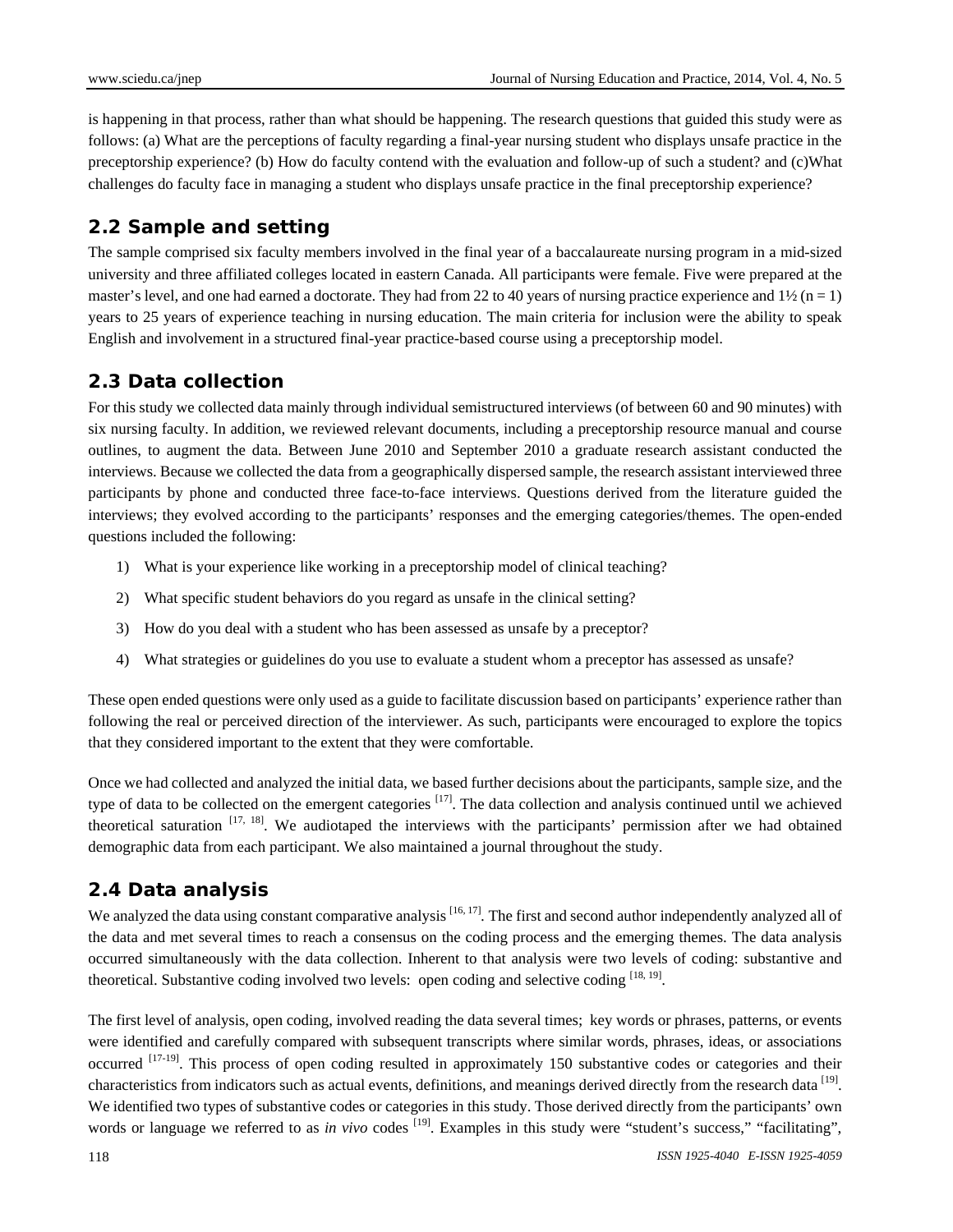is happening in that process, rather than what should be happening. The research questions that guided this study were as follows: (a) What are the perceptions of faculty regarding a final-year nursing student who displays unsafe practice in the preceptorship experience? (b) How do faculty contend with the evaluation and follow-up of such a student? and (c)What challenges do faculty face in managing a student who displays unsafe practice in the final preceptorship experience?

## 2.2 Sample and setting

The sample comprised six faculty members involved in the final year of a baccalaureate nursing program in a mid-sized university and three affiliated colleges located in eastern Canada. All participants were female. Five were prepared at the master's level, and one had earned a doctorate. They had from 22 to 40 years of nursing practice experience and 1½ (n = 1) years to 25 years of experience teaching in nursing education. The main criteria for inclusion were the ability to speak English and involvement in a structured final-year practice-based course using a preceptorship model.

## 2.3 Data collection

For this study we collected data mainly through individual semistructured interviews (of between 60 and 90 minutes) with six nursing faculty. In addition, we reviewed relevant documents, including a preceptorship resource manual and course outlines, to augment the data. Between June 2010 and September 2010 a graduate research assistant conducted the interviews. Because we collected the data from a geographically dispersed sample, the research assistant interviewed three participants by phone and conducted three face-to-face interviews. Questions derived from the literature guided the interviews; they evolved according to the participants' responses and the emerging categories/themes. The open-ended questions included the following:

1) What is your experience like working in a preceptorship model of clinical teaching?
2) What specific student behaviors do you regard as unsafe in the clinical setting?
3) How do you deal with a student who has been assessed as unsafe by a preceptor?
4) What strategies or guidelines do you use to evaluate a student whom a preceptor has assessed as unsafe?

These open ended questions were only used as a guide to facilitate discussion based on participants' experience rather than following the real or perceived direction of the interviewer. As such, participants were encouraged to explore the topics that they considered important to the extent that they were comfortable.

Once we had collected and analyzed the initial data, we based further decisions about the participants, sample size, and the type of data to be collected on the emergent categories [17]. The data collection and analysis continued until we achieved theoretical saturation [17, 18]. We audiotaped the interviews with the participants' permission after we had obtained demographic data from each participant. We also maintained a journal throughout the study.

## 2.4 Data analysis

We analyzed the data using constant comparative analysis [16, 17]. The first and second author independently analyzed all of the data and met several times to reach a consensus on the coding process and the emerging themes. The data analysis occurred simultaneously with the data collection. Inherent to that analysis were two levels of coding: substantive and theoretical. Substantive coding involved two levels: open coding and selective coding [18, 19].

The first level of analysis, open coding, involved reading the data several times; key words or phrases, patterns, or events were identified and carefully compared with subsequent transcripts where similar words, phrases, ideas, or associations occurred [17-19]. This process of open coding resulted in approximately 150 substantive codes or categories and their characteristics from indicators such as actual events, definitions, and meanings derived directly from the research data [19]. We identified two types of substantive codes or categories in this study. Those derived directly from the participants' own words or language we referred to as *in vivo* codes [19]. Examples in this study were "student's success," "facilitating",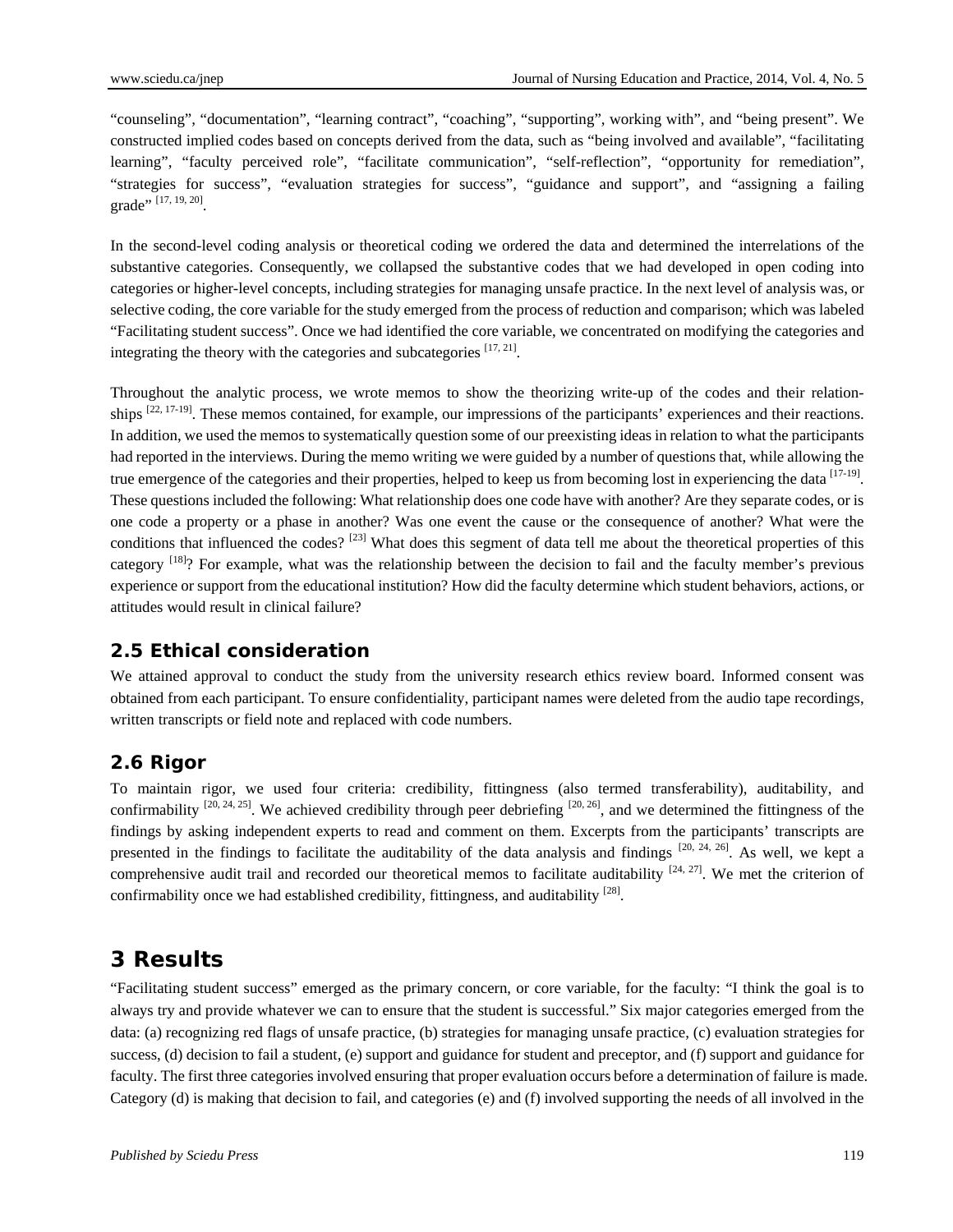"counseling", "documentation", "learning contract", "coaching", "supporting", working with", and "being present". We constructed implied codes based on concepts derived from the data, such as "being involved and available", "facilitating learning", "faculty perceived role", "facilitate communication", "self-reflection", "opportunity for remediation", "strategies for success", "evaluation strategies for success", "guidance and support", and "assigning a failing grade" [17, 19, 20].

In the second-level coding analysis or theoretical coding we ordered the data and determined the interrelations of the substantive categories. Consequently, we collapsed the substantive codes that we had developed in open coding into categories or higher-level concepts, including strategies for managing unsafe practice. In the next level of analysis was, or selective coding, the core variable for the study emerged from the process of reduction and comparison; which was labeled "Facilitating student success". Once we had identified the core variable, we concentrated on modifying the categories and integrating the theory with the categories and subcategories [17, 21].

Throughout the analytic process, we wrote memos to show the theorizing write-up of the codes and their relationships [22, 17-19]. These memos contained, for example, our impressions of the participants' experiences and their reactions. In addition, we used the memos to systematically question some of our preexisting ideas in relation to what the participants had reported in the interviews. During the memo writing we were guided by a number of questions that, while allowing the true emergence of the categories and their properties, helped to keep us from becoming lost in experiencing the data [17-19]. These questions included the following: What relationship does one code have with another? Are they separate codes, or is one code a property or a phase in another? Was one event the cause or the consequence of another? What were the conditions that influenced the codes? [23] What does this segment of data tell me about the theoretical properties of this category [18]? For example, what was the relationship between the decision to fail and the faculty member's previous experience or support from the educational institution? How did the faculty determine which student behaviors, actions, or attitudes would result in clinical failure?

### 2.5 Ethical consideration

We attained approval to conduct the study from the university research ethics review board. Informed consent was obtained from each participant. To ensure confidentiality, participant names were deleted from the audio tape recordings, written transcripts or field note and replaced with code numbers.

### 2.6 Rigor

To maintain rigor, we used four criteria: credibility, fittingness (also termed transferability), auditability, and confirmability [20, 24, 25]. We achieved credibility through peer debriefing [20, 26], and we determined the fittingness of the findings by asking independent experts to read and comment on them. Excerpts from the participants' transcripts are presented in the findings to facilitate the auditability of the data analysis and findings [20, 24, 26]. As well, we kept a comprehensive audit trail and recorded our theoretical memos to facilitate auditability [24, 27]. We met the criterion of confirmability once we had established credibility, fittingness, and auditability [28].

## 3 Results

"Facilitating student success" emerged as the primary concern, or core variable, for the faculty: "I think the goal is to always try and provide whatever we can to ensure that the student is successful." Six major categories emerged from the data: (a) recognizing red flags of unsafe practice, (b) strategies for managing unsafe practice, (c) evaluation strategies for success, (d) decision to fail a student, (e) support and guidance for student and preceptor, and (f) support and guidance for faculty. The first three categories involved ensuring that proper evaluation occurs before a determination of failure is made. Category (d) is making that decision to fail, and categories (e) and (f) involved supporting the needs of all involved in the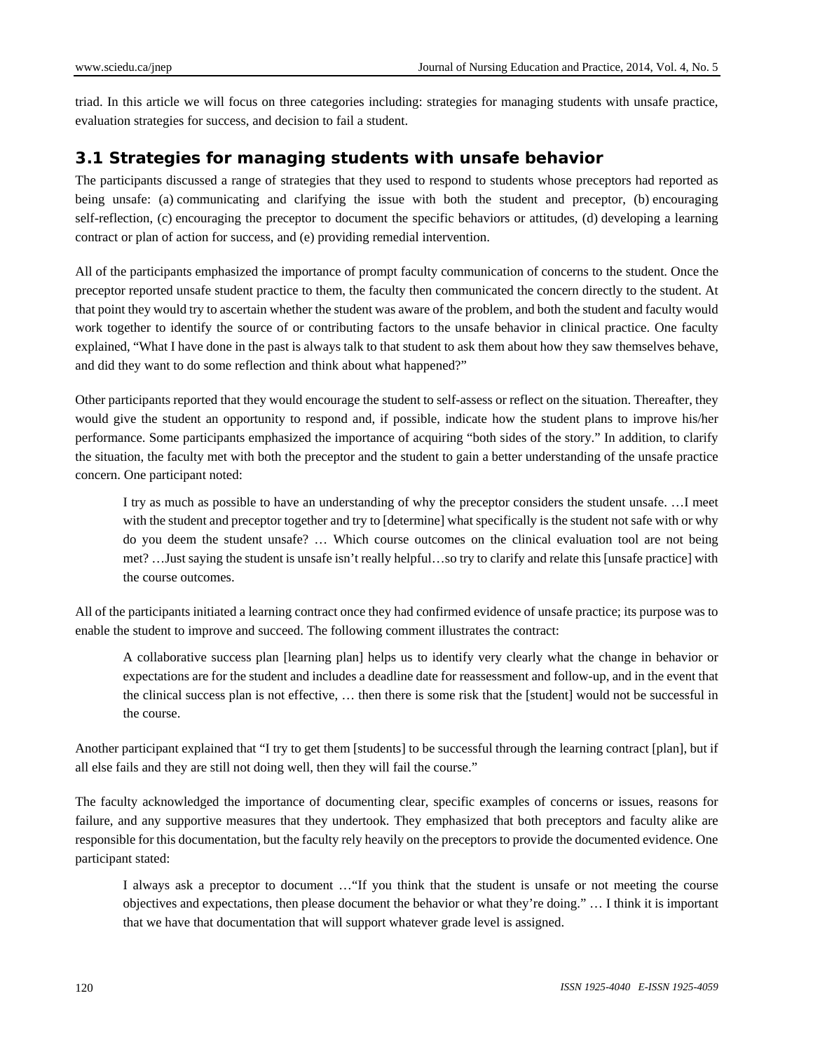triad. In this article we will focus on three categories including: strategies for managing students with unsafe practice, evaluation strategies for success, and decision to fail a student.

### 3.1 Strategies for managing students with unsafe behavior

The participants discussed a range of strategies that they used to respond to students whose preceptors had reported as being unsafe: (a) communicating and clarifying the issue with both the student and preceptor, (b) encouraging self-reflection, (c) encouraging the preceptor to document the specific behaviors or attitudes, (d) developing a learning contract or plan of action for success, and (e) providing remedial intervention.

All of the participants emphasized the importance of prompt faculty communication of concerns to the student. Once the preceptor reported unsafe student practice to them, the faculty then communicated the concern directly to the student. At that point they would try to ascertain whether the student was aware of the problem, and both the student and faculty would work together to identify the source of or contributing factors to the unsafe behavior in clinical practice. One faculty explained, "What I have done in the past is always talk to that student to ask them about how they saw themselves behave, and did they want to do some reflection and think about what happened?"

Other participants reported that they would encourage the student to self-assess or reflect on the situation. Thereafter, they would give the student an opportunity to respond and, if possible, indicate how the student plans to improve his/her performance. Some participants emphasized the importance of acquiring "both sides of the story." In addition, to clarify the situation, the faculty met with both the preceptor and the student to gain a better understanding of the unsafe practice concern. One participant noted:

> I try as much as possible to have an understanding of why the preceptor considers the student unsafe. …I meet with the student and preceptor together and try to [determine] what specifically is the student not safe with or why do you deem the student unsafe? … Which course outcomes on the clinical evaluation tool are not being met? …Just saying the student is unsafe isn't really helpful…so try to clarify and relate this [unsafe practice] with the course outcomes.

All of the participants initiated a learning contract once they had confirmed evidence of unsafe practice; its purpose was to enable the student to improve and succeed. The following comment illustrates the contract:

> A collaborative success plan [learning plan] helps us to identify very clearly what the change in behavior or expectations are for the student and includes a deadline date for reassessment and follow-up, and in the event that the clinical success plan is not effective, … then there is some risk that the [student] would not be successful in the course.

Another participant explained that "I try to get them [students] to be successful through the learning contract [plan], but if all else fails and they are still not doing well, then they will fail the course."

The faculty acknowledged the importance of documenting clear, specific examples of concerns or issues, reasons for failure, and any supportive measures that they undertook. They emphasized that both preceptors and faculty alike are responsible for this documentation, but the faculty rely heavily on the preceptors to provide the documented evidence. One participant stated:

> I always ask a preceptor to document …"If you think that the student is unsafe or not meeting the course objectives and expectations, then please document the behavior or what they're doing." … I think it is important that we have that documentation that will support whatever grade level is assigned.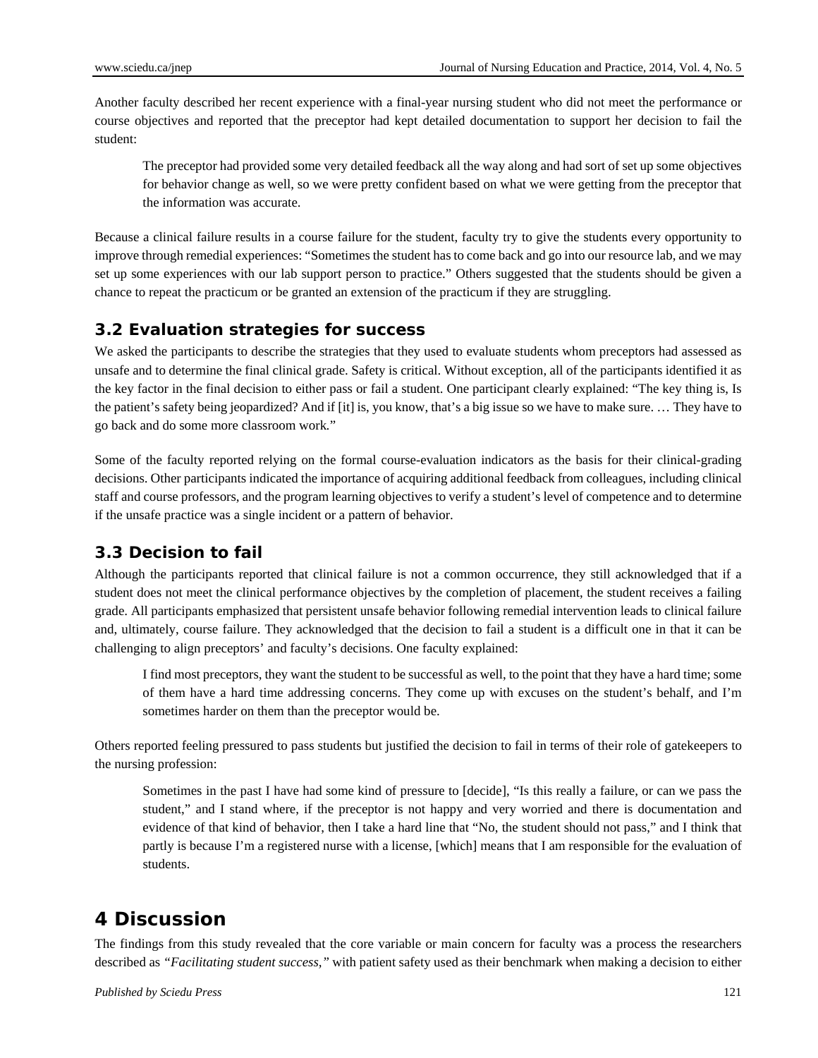Another faculty described her recent experience with a final-year nursing student who did not meet the performance or course objectives and reported that the preceptor had kept detailed documentation to support her decision to fail the student:

> The preceptor had provided some very detailed feedback all the way along and had sort of set up some objectives for behavior change as well, so we were pretty confident based on what we were getting from the preceptor that the information was accurate.

Because a clinical failure results in a course failure for the student, faculty try to give the students every opportunity to improve through remedial experiences: "Sometimes the student has to come back and go into our resource lab, and we may set up some experiences with our lab support person to practice." Others suggested that the students should be given a chance to repeat the practicum or be granted an extension of the practicum if they are struggling.

## 3.2 Evaluation strategies for success

We asked the participants to describe the strategies that they used to evaluate students whom preceptors had assessed as unsafe and to determine the final clinical grade. Safety is critical. Without exception, all of the participants identified it as the key factor in the final decision to either pass or fail a student. One participant clearly explained: "The key thing is, Is the patient's safety being jeopardized? And if [it] is, you know, that's a big issue so we have to make sure. … They have to go back and do some more classroom work."

Some of the faculty reported relying on the formal course-evaluation indicators as the basis for their clinical-grading decisions. Other participants indicated the importance of acquiring additional feedback from colleagues, including clinical staff and course professors, and the program learning objectives to verify a student's level of competence and to determine if the unsafe practice was a single incident or a pattern of behavior.

## 3.3 Decision to fail

Although the participants reported that clinical failure is not a common occurrence, they still acknowledged that if a student does not meet the clinical performance objectives by the completion of placement, the student receives a failing grade. All participants emphasized that persistent unsafe behavior following remedial intervention leads to clinical failure and, ultimately, course failure. They acknowledged that the decision to fail a student is a difficult one in that it can be challenging to align preceptors' and faculty's decisions. One faculty explained:

> I find most preceptors, they want the student to be successful as well, to the point that they have a hard time; some of them have a hard time addressing concerns. They come up with excuses on the student's behalf, and I'm sometimes harder on them than the preceptor would be.

Others reported feeling pressured to pass students but justified the decision to fail in terms of their role of gatekeepers to the nursing profession:

> Sometimes in the past I have had some kind of pressure to [decide], "Is this really a failure, or can we pass the student," and I stand where, if the preceptor is not happy and very worried and there is documentation and evidence of that kind of behavior, then I take a hard line that "No, the student should not pass," and I think that partly is because I'm a registered nurse with a license, [which] means that I am responsible for the evaluation of students.

# 4 Discussion

The findings from this study revealed that the core variable or main concern for faculty was a process the researchers described as *"Facilitating student success,"* with patient safety used as their benchmark when making a decision to either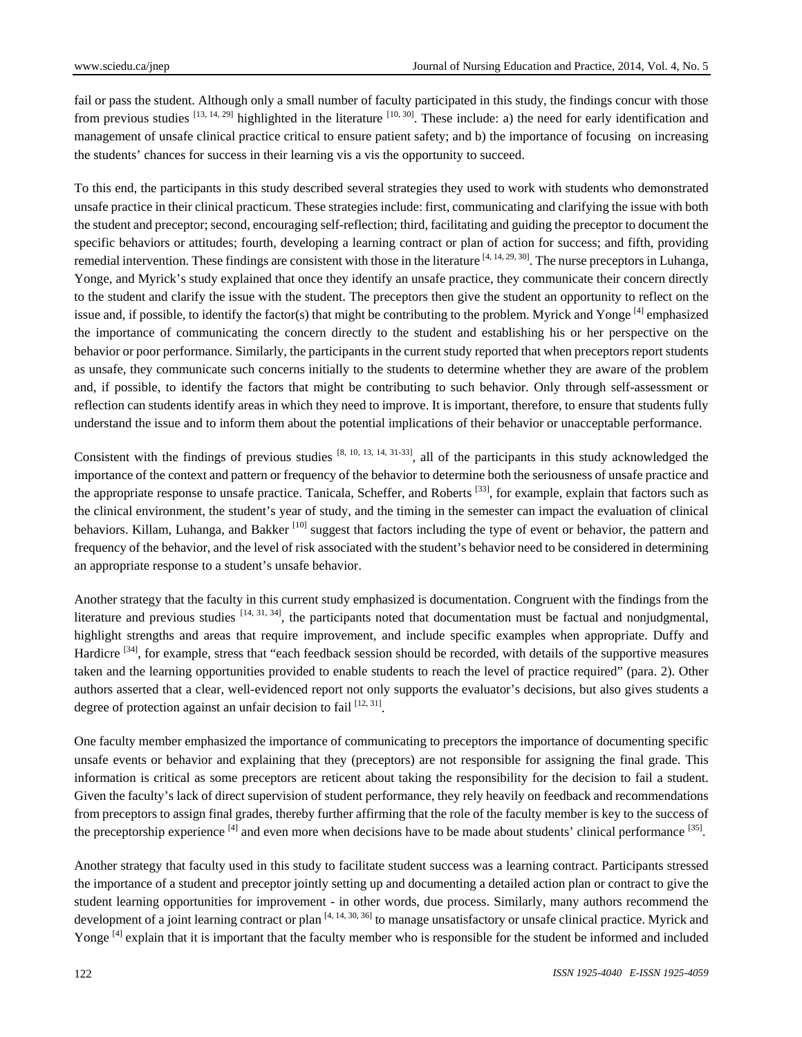fail or pass the student. Although only a small number of faculty participated in this study, the findings concur with those from previous studies [13, 14, 29] highlighted in the literature [10, 30]. These include: a) the need for early identification and management of unsafe clinical practice critical to ensure patient safety; and b) the importance of focusing on increasing the students' chances for success in their learning vis a vis the opportunity to succeed.

To this end, the participants in this study described several strategies they used to work with students who demonstrated unsafe practice in their clinical practicum. These strategies include: first, communicating and clarifying the issue with both the student and preceptor; second, encouraging self-reflection; third, facilitating and guiding the preceptor to document the specific behaviors or attitudes; fourth, developing a learning contract or plan of action for success; and fifth, providing remedial intervention. These findings are consistent with those in the literature [4, 14, 29, 30]. The nurse preceptors in Luhanga, Yonge, and Myrick's study explained that once they identify an unsafe practice, they communicate their concern directly to the student and clarify the issue with the student. The preceptors then give the student an opportunity to reflect on the issue and, if possible, to identify the factor(s) that might be contributing to the problem. Myrick and Yonge [4] emphasized the importance of communicating the concern directly to the student and establishing his or her perspective on the behavior or poor performance. Similarly, the participants in the current study reported that when preceptors report students as unsafe, they communicate such concerns initially to the students to determine whether they are aware of the problem and, if possible, to identify the factors that might be contributing to such behavior. Only through self-assessment or reflection can students identify areas in which they need to improve. It is important, therefore, to ensure that students fully understand the issue and to inform them about the potential implications of their behavior or unacceptable performance.

Consistent with the findings of previous studies [8, 10, 13, 14, 31-33], all of the participants in this study acknowledged the importance of the context and pattern or frequency of the behavior to determine both the seriousness of unsafe practice and the appropriate response to unsafe practice. Tanicala, Scheffer, and Roberts [33], for example, explain that factors such as the clinical environment, the student's year of study, and the timing in the semester can impact the evaluation of clinical behaviors. Killam, Luhanga, and Bakker [10] suggest that factors including the type of event or behavior, the pattern and frequency of the behavior, and the level of risk associated with the student's behavior need to be considered in determining an appropriate response to a student's unsafe behavior.

Another strategy that the faculty in this current study emphasized is documentation. Congruent with the findings from the literature and previous studies [14, 31, 34], the participants noted that documentation must be factual and nonjudgmental, highlight strengths and areas that require improvement, and include specific examples when appropriate. Duffy and Hardicre [34], for example, stress that "each feedback session should be recorded, with details of the supportive measures taken and the learning opportunities provided to enable students to reach the level of practice required" (para. 2). Other authors asserted that a clear, well-evidenced report not only supports the evaluator's decisions, but also gives students a degree of protection against an unfair decision to fail [12, 31].

One faculty member emphasized the importance of communicating to preceptors the importance of documenting specific unsafe events or behavior and explaining that they (preceptors) are not responsible for assigning the final grade. This information is critical as some preceptors are reticent about taking the responsibility for the decision to fail a student. Given the faculty's lack of direct supervision of student performance, they rely heavily on feedback and recommendations from preceptors to assign final grades, thereby further affirming that the role of the faculty member is key to the success of the preceptorship experience [4] and even more when decisions have to be made about students' clinical performance [35].

Another strategy that faculty used in this study to facilitate student success was a learning contract. Participants stressed the importance of a student and preceptor jointly setting up and documenting a detailed action plan or contract to give the student learning opportunities for improvement - in other words, due process. Similarly, many authors recommend the development of a joint learning contract or plan [4, 14, 30, 36] to manage unsatisfactory or unsafe clinical practice. Myrick and Yonge [4] explain that it is important that the faculty member who is responsible for the student be informed and included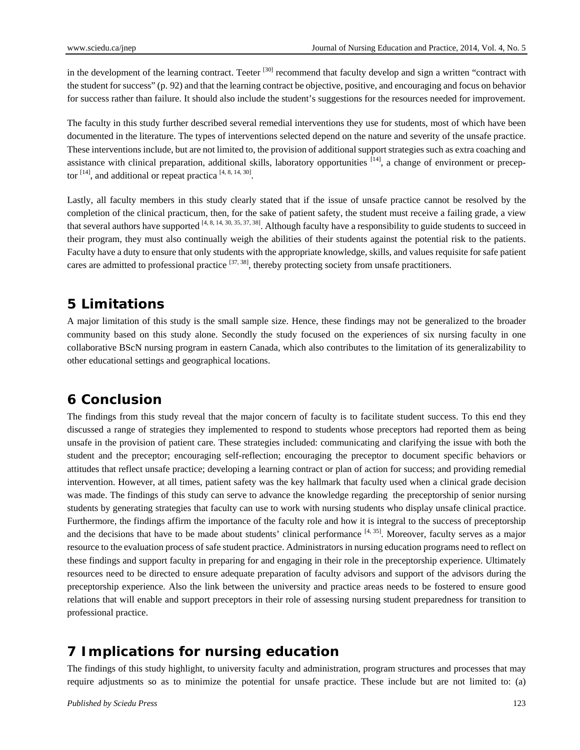in the development of the learning contract. Teeter [30] recommend that faculty develop and sign a written "contract with the student for success" (p. 92) and that the learning contract be objective, positive, and encouraging and focus on behavior for success rather than failure. It should also include the student's suggestions for the resources needed for improvement.

The faculty in this study further described several remedial interventions they use for students, most of which have been documented in the literature. The types of interventions selected depend on the nature and severity of the unsafe practice. These interventions include, but are not limited to, the provision of additional support strategies such as extra coaching and assistance with clinical preparation, additional skills, laboratory opportunities [14], a change of environment or preceptor [14], and additional or repeat practica [4, 8, 14, 30].

Lastly, all faculty members in this study clearly stated that if the issue of unsafe practice cannot be resolved by the completion of the clinical practicum, then, for the sake of patient safety, the student must receive a failing grade, a view that several authors have supported [4, 8, 14, 30, 35, 37, 38]. Although faculty have a responsibility to guide students to succeed in their program, they must also continually weigh the abilities of their students against the potential risk to the patients. Faculty have a duty to ensure that only students with the appropriate knowledge, skills, and values requisite for safe patient cares are admitted to professional practice [37, 38], thereby protecting society from unsafe practitioners.

## 5 Limitations

A major limitation of this study is the small sample size. Hence, these findings may not be generalized to the broader community based on this study alone. Secondly the study focused on the experiences of six nursing faculty in one collaborative BScN nursing program in eastern Canada, which also contributes to the limitation of its generalizability to other educational settings and geographical locations.

## 6 Conclusion

The findings from this study reveal that the major concern of faculty is to facilitate student success. To this end they discussed a range of strategies they implemented to respond to students whose preceptors had reported them as being unsafe in the provision of patient care. These strategies included: communicating and clarifying the issue with both the student and the preceptor; encouraging self-reflection; encouraging the preceptor to document specific behaviors or attitudes that reflect unsafe practice; developing a learning contract or plan of action for success; and providing remedial intervention. However, at all times, patient safety was the key hallmark that faculty used when a clinical grade decision was made. The findings of this study can serve to advance the knowledge regarding the preceptorship of senior nursing students by generating strategies that faculty can use to work with nursing students who display unsafe clinical practice. Furthermore, the findings affirm the importance of the faculty role and how it is integral to the success of preceptorship and the decisions that have to be made about students' clinical performance [4, 35]. Moreover, faculty serves as a major resource to the evaluation process of safe student practice. Administrators in nursing education programs need to reflect on these findings and support faculty in preparing for and engaging in their role in the preceptorship experience. Ultimately resources need to be directed to ensure adequate preparation of faculty advisors and support of the advisors during the preceptorship experience. Also the link between the university and practice areas needs to be fostered to ensure good relations that will enable and support preceptors in their role of assessing nursing student preparedness for transition to professional practice.

## 7 Implications for nursing education

The findings of this study highlight, to university faculty and administration, program structures and processes that may require adjustments so as to minimize the potential for unsafe practice. These include but are not limited to: (a)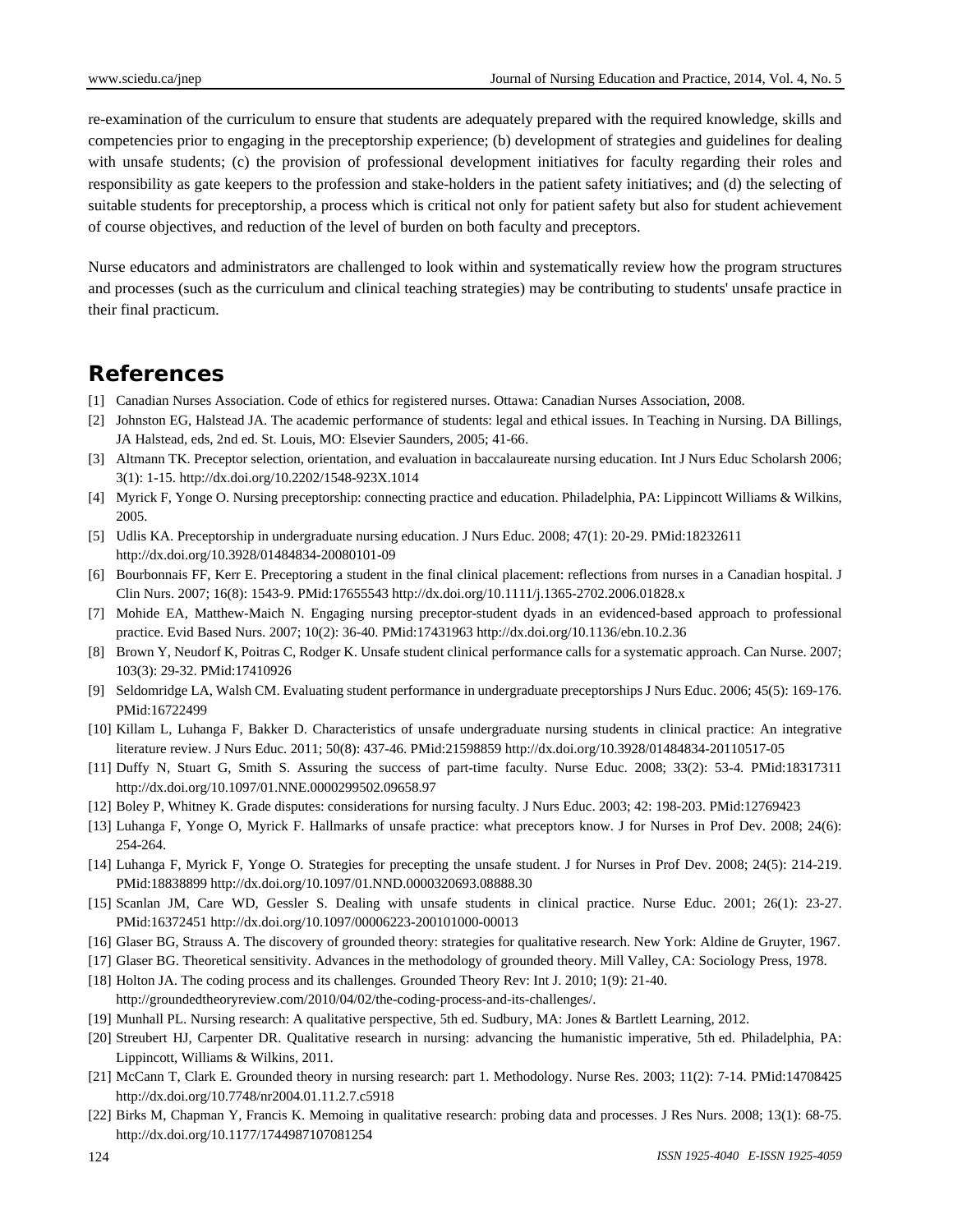re-examination of the curriculum to ensure that students are adequately prepared with the required knowledge, skills and competencies prior to engaging in the preceptorship experience; (b) development of strategies and guidelines for dealing with unsafe students; (c) the provision of professional development initiatives for faculty regarding their roles and responsibility as gate keepers to the profession and stake-holders in the patient safety initiatives; and (d) the selecting of suitable students for preceptorship, a process which is critical not only for patient safety but also for student achievement of course objectives, and reduction of the level of burden on both faculty and preceptors.

Nurse educators and administrators are challenged to look within and systematically review how the program structures and processes (such as the curriculum and clinical teaching strategies) may be contributing to students' unsafe practice in their final practicum.

# References

[1] Canadian Nurses Association. Code of ethics for registered nurses. Ottawa: Canadian Nurses Association, 2008.

[2] Johnston EG, Halstead JA. The academic performance of students: legal and ethical issues. In Teaching in Nursing. DA Billings, JA Halstead, eds, 2nd ed. St. Louis, MO: Elsevier Saunders, 2005; 41-66.

[3] Altmann TK. Preceptor selection, orientation, and evaluation in baccalaureate nursing education. Int J Nurs Educ Scholarsh 2006; 3(1): 1-15. http://dx.doi.org/10.2202/1548-923X.1014

[4] Myrick F, Yonge O. Nursing preceptorship: connecting practice and education. Philadelphia, PA: Lippincott Williams & Wilkins, 2005.

[5] Udlis KA. Preceptorship in undergraduate nursing education. J Nurs Educ. 2008; 47(1): 20-29. PMid:18232611 http://dx.doi.org/10.3928/01484834-20080101-09

[6] Bourbonnais FF, Kerr E. Preceptoring a student in the final clinical placement: reflections from nurses in a Canadian hospital. J Clin Nurs. 2007; 16(8): 1543-9. PMid:17655543 http://dx.doi.org/10.1111/j.1365-2702.2006.01828.x

[7] Mohide EA, Matthew-Maich N. Engaging nursing preceptor-student dyads in an evidenced-based approach to professional practice. Evid Based Nurs. 2007; 10(2): 36-40. PMid:17431963 http://dx.doi.org/10.1136/ebn.10.2.36

[8] Brown Y, Neudorf K, Poitras C, Rodger K. Unsafe student clinical performance calls for a systematic approach. Can Nurse. 2007; 103(3): 29-32. PMid:17410926

[9] Seldomridge LA, Walsh CM. Evaluating student performance in undergraduate preceptorships J Nurs Educ. 2006; 45(5): 169-176. PMid:16722499

[10] Killam L, Luhanga F, Bakker D. Characteristics of unsafe undergraduate nursing students in clinical practice: An integrative literature review. J Nurs Educ. 2011; 50(8): 437-46. PMid:21598859 http://dx.doi.org/10.3928/01484834-20110517-05

[11] Duffy N, Stuart G, Smith S. Assuring the success of part-time faculty. Nurse Educ. 2008; 33(2): 53-4. PMid:18317311 http://dx.doi.org/10.1097/01.NNE.0000299502.09658.97

[12] Boley P, Whitney K. Grade disputes: considerations for nursing faculty. J Nurs Educ. 2003; 42: 198-203. PMid:12769423

[13] Luhanga F, Yonge O, Myrick F. Hallmarks of unsafe practice: what preceptors know. J for Nurses in Prof Dev. 2008; 24(6): 254-264.

[14] Luhanga F, Myrick F, Yonge O. Strategies for precepting the unsafe student. J for Nurses in Prof Dev. 2008; 24(5): 214-219. PMid:18838899 http://dx.doi.org/10.1097/01.NND.0000320693.08888.30

[15] Scanlan JM, Care WD, Gessler S. Dealing with unsafe students in clinical practice. Nurse Educ. 2001; 26(1): 23-27. PMid:16372451 http://dx.doi.org/10.1097/00006223-200101000-00013

[16] Glaser BG, Strauss A. The discovery of grounded theory: strategies for qualitative research. New York: Aldine de Gruyter, 1967.

[17] Glaser BG. Theoretical sensitivity. Advances in the methodology of grounded theory. Mill Valley, CA: Sociology Press, 1978.

[18] Holton JA. The coding process and its challenges. Grounded Theory Rev: Int J. 2010; 1(9): 21-40. http://groundedtheoryreview.com/2010/04/02/the-coding-process-and-its-challenges/.

[19] Munhall PL. Nursing research: A qualitative perspective, 5th ed. Sudbury, MA: Jones & Bartlett Learning, 2012.

[20] Streubert HJ, Carpenter DR. Qualitative research in nursing: advancing the humanistic imperative, 5th ed. Philadelphia, PA: Lippincott, Williams & Wilkins, 2011.

[21] McCann T, Clark E. Grounded theory in nursing research: part 1. Methodology. Nurse Res. 2003; 11(2): 7-14. PMid:14708425 http://dx.doi.org/10.7748/nr2004.01.11.2.7.c5918

[22] Birks M, Chapman Y, Francis K. Memoing in qualitative research: probing data and processes. J Res Nurs. 2008; 13(1): 68-75. http://dx.doi.org/10.1177/1744987107081254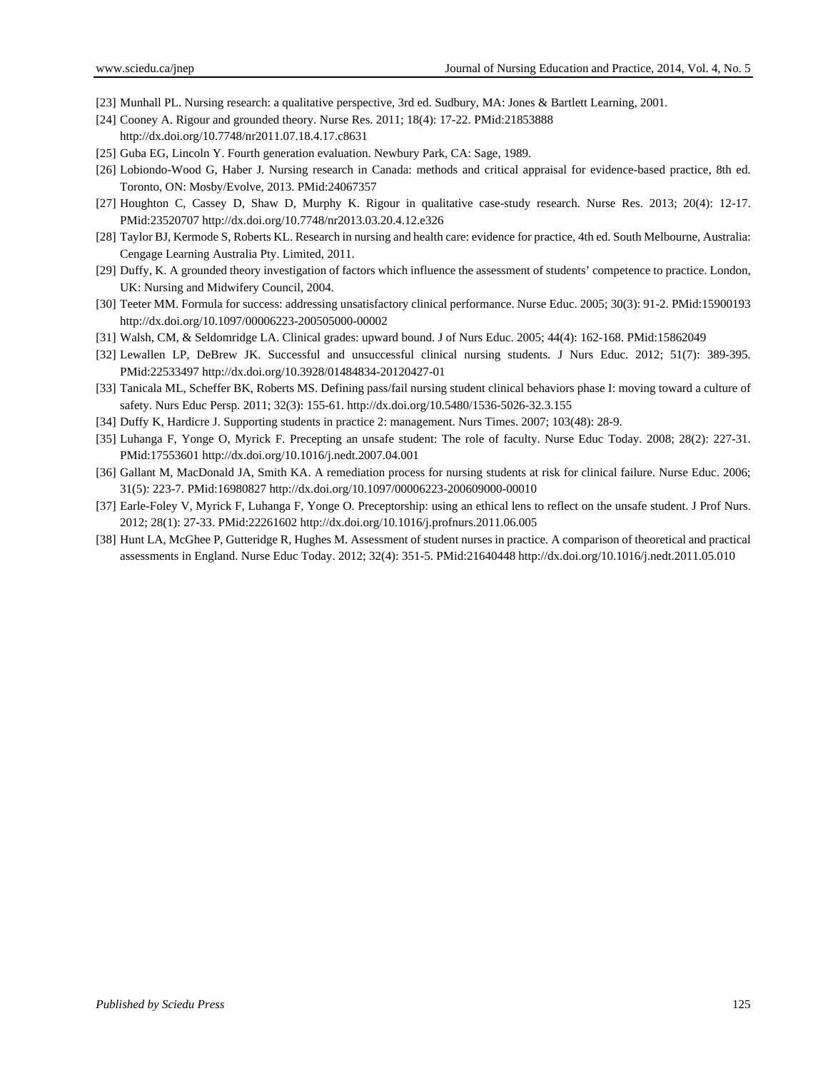[23] Munhall PL. Nursing research: a qualitative perspective, 3rd ed. Sudbury, MA: Jones & Bartlett Learning, 2001.

[24] Cooney A. Rigour and grounded theory. Nurse Res. 2011; 18(4): 17-22. PMid:21853888 http://dx.doi.org/10.7748/nr2011.07.18.4.17.c8631

[25] Guba EG, Lincoln Y. Fourth generation evaluation. Newbury Park, CA: Sage, 1989.

[26] Lobiondo-Wood G, Haber J. Nursing research in Canada: methods and critical appraisal for evidence-based practice, 8th ed. Toronto, ON: Mosby/Evolve, 2013. PMid:24067357

[27] Houghton C, Cassey D, Shaw D, Murphy K. Rigour in qualitative case-study research. Nurse Res. 2013; 20(4): 12-17. PMid:23520707 http://dx.doi.org/10.7748/nr2013.03.20.4.12.e326

[28] Taylor BJ, Kermode S, Roberts KL. Research in nursing and health care: evidence for practice, 4th ed. South Melbourne, Australia: Cengage Learning Australia Pty. Limited, 2011.

[29] Duffy, K. A grounded theory investigation of factors which influence the assessment of students' competence to practice. London, UK: Nursing and Midwifery Council, 2004.

[30] Teeter MM. Formula for success: addressing unsatisfactory clinical performance. Nurse Educ. 2005; 30(3): 91-2. PMid:15900193 http://dx.doi.org/10.1097/00006223-200505000-00002

[31] Walsh, CM, & Seldomridge LA. Clinical grades: upward bound. J of Nurs Educ. 2005; 44(4): 162-168. PMid:15862049

[32] Lewallen LP, DeBrew JK. Successful and unsuccessful clinical nursing students. J Nurs Educ. 2012; 51(7): 389-395. PMid:22533497 http://dx.doi.org/10.3928/01484834-20120427-01

[33] Tanicala ML, Scheffer BK, Roberts MS. Defining pass/fail nursing student clinical behaviors phase I: moving toward a culture of safety. Nurs Educ Persp. 2011; 32(3): 155-61. http://dx.doi.org/10.5480/1536-5026-32.3.155

[34] Duffy K, Hardicre J. Supporting students in practice 2: management. Nurs Times. 2007; 103(48): 28-9.

[35] Luhanga F, Yonge O, Myrick F. Precepting an unsafe student: The role of faculty. Nurse Educ Today. 2008; 28(2): 227-31. PMid:17553601 http://dx.doi.org/10.1016/j.nedt.2007.04.001

[36] Gallant M, MacDonald JA, Smith KA. A remediation process for nursing students at risk for clinical failure. Nurse Educ. 2006; 31(5): 223-7. PMid:16980827 http://dx.doi.org/10.1097/00006223-200609000-00010

[37] Earle-Foley V, Myrick F, Luhanga F, Yonge O. Preceptorship: using an ethical lens to reflect on the unsafe student. J Prof Nurs. 2012; 28(1): 27-33. PMid:22261602 http://dx.doi.org/10.1016/j.profnurs.2011.06.005

[38] Hunt LA, McGhee P, Gutteridge R, Hughes M. Assessment of student nurses in practice. A comparison of theoretical and practical assessments in England. Nurse Educ Today. 2012; 32(4): 351-5. PMid:21640448 http://dx.doi.org/10.1016/j.nedt.2011.05.010